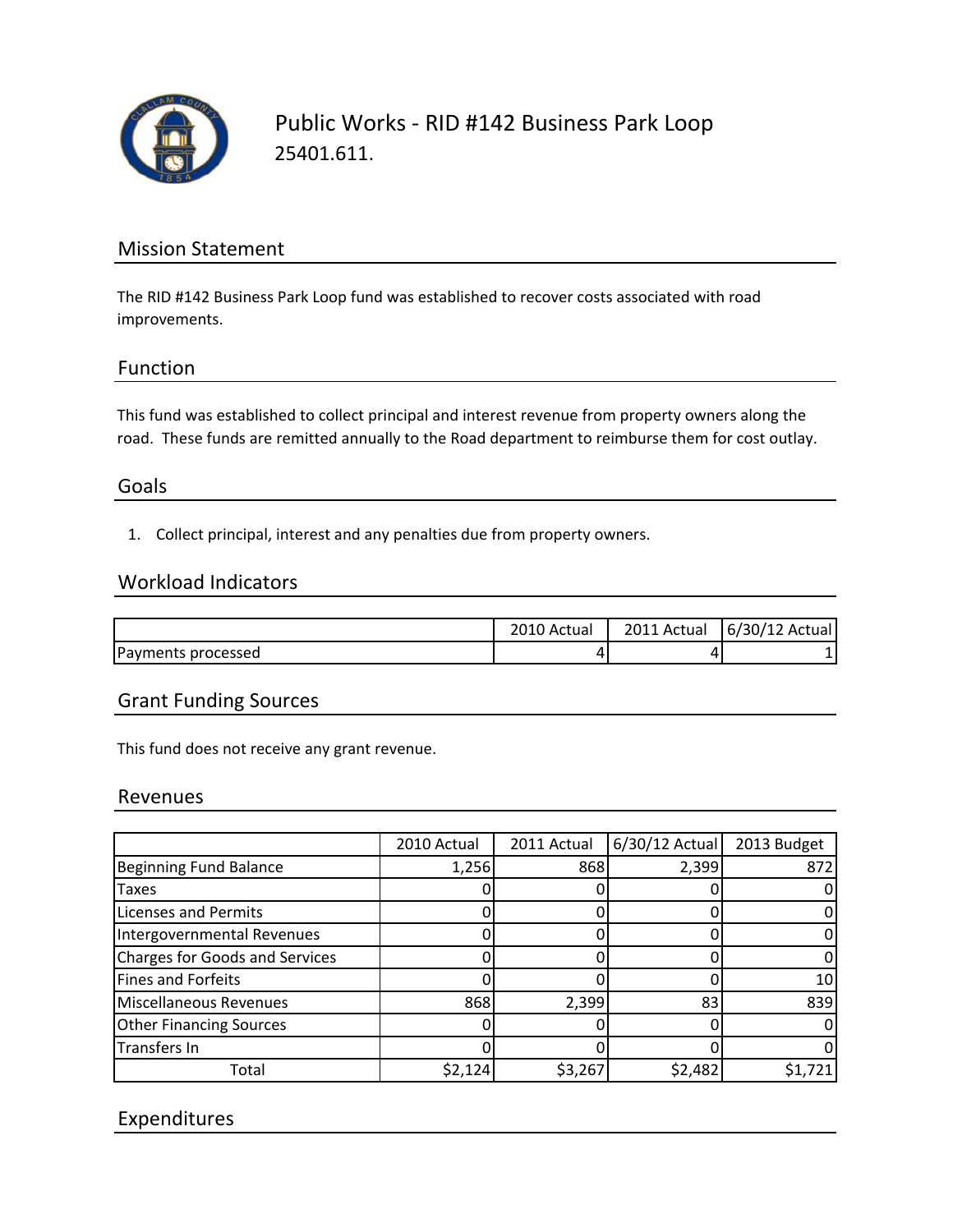# Public Works - RID #142 Business Park Loop

25401.611.

## Mission Statement

The RID #142 Business Park Loop fund was established to recover costs associated with road improvements.

## Function

This fund was established to collect principal and interest revenue from property owners along the road. These funds are remitted annually to the Road department to reimburse them for cost outlay.

## Goals

1. Collect principal, interest and any penalties due from property owners.

## Workload Indicators

| | 2010 Actual | 2011 Actual | 6/30/12 Actual |
|---|---|---|---|
| Payments processed | 4 | 4 | 1 |

## Grant Funding Sources

This fund does not receive any grant revenue.

## Revenues

| | 2010 Actual | 2011 Actual | 6/30/12 Actual | 2013 Budget |
|---|---|---|---|---|
| Beginning Fund Balance | 1,256 | 868 | 2,399 | 872 |
| Taxes | 0 | 0 | 0 | 0 |
| Licenses and Permits | 0 | 0 | 0 | 0 |
| Intergovernmental Revenues | 0 | 0 | 0 | 0 |
| Charges for Goods and Services | 0 | 0 | 0 | 0 |
| Fines and Forfeits | 0 | 0 | 0 | 10 |
| Miscellaneous Revenues | 868 | 2,399 | 83 | 839 |
| Other Financing Sources | 0 | 0 | 0 | 0 |
| Transfers In | 0 | 0 | 0 | 0 |
| Total | $2,124 | $3,267 | $2,482 | $1,721 |

## Expenditures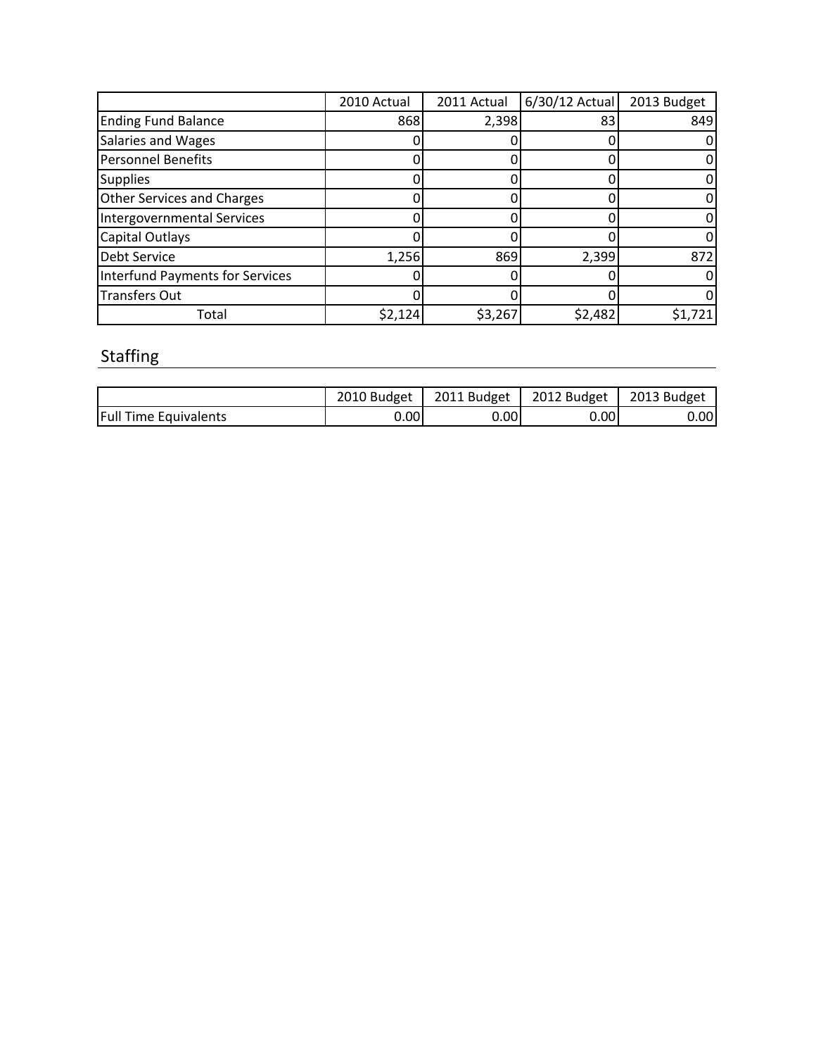| | 2010 Actual | 2011 Actual | 6/30/12 Actual | 2013 Budget |
|---|---|---|---|---|
| Ending Fund Balance | 868 | 2,398 | 83 | 849 |
| Salaries and Wages | 0 | 0 | 0 | 0 |
| Personnel Benefits | 0 | 0 | 0 | 0 |
| Supplies | 0 | 0 | 0 | 0 |
| Other Services and Charges | 0 | 0 | 0 | 0 |
| Intergovernmental Services | 0 | 0 | 0 | 0 |
| Capital Outlays | 0 | 0 | 0 | 0 |
| Debt Service | 1,256 | 869 | 2,399 | 872 |
| Interfund Payments for Services | 0 | 0 | 0 | 0 |
| Transfers Out | 0 | 0 | 0 | 0 |
| Total | $2,124 | $3,267 | $2,482 | $1,721 |

## Staffing

| | 2010 Budget | 2011 Budget | 2012 Budget | 2013 Budget |
|---|---|---|---|---|
| Full Time Equivalents | 0.00 | 0.00 | 0.00 | 0.00 |